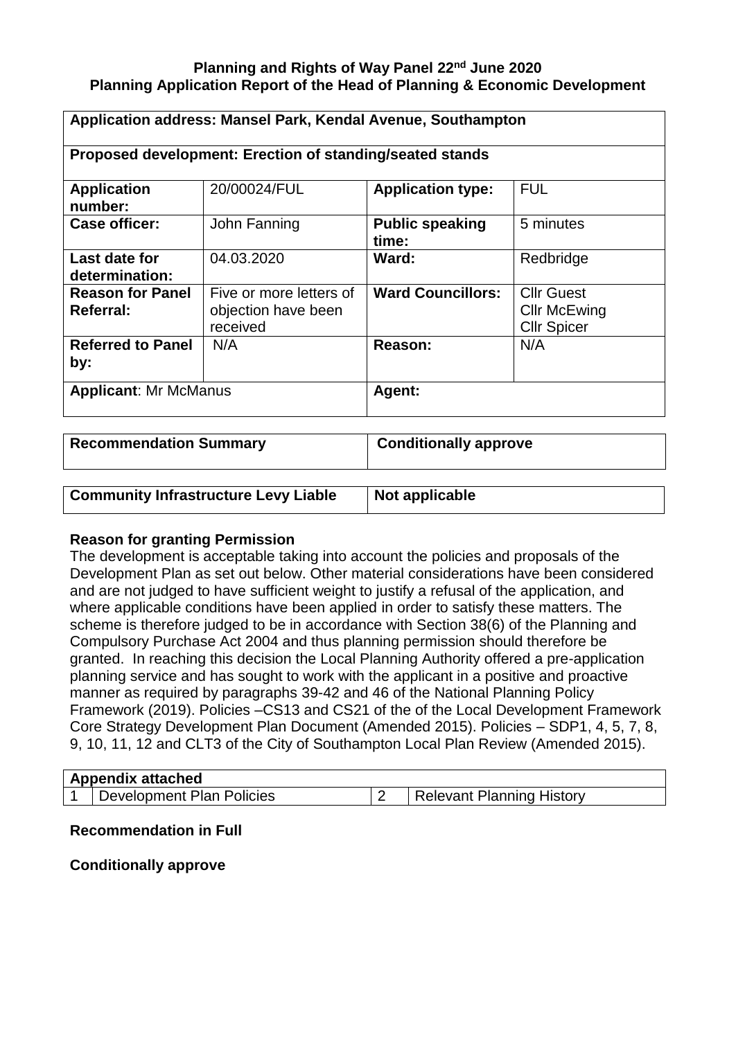**Planning and Rights of Way Panel 22nd June 2020**
**Planning Application Report of the Head of Planning & Economic Development**

| **Application address: Mansel Park, Kendal Avenue, Southampton** | | | |
|---|---|---|---|
| **Proposed development: Erection of standing/seated stands** | | | |
| **Application number:** | 20/00024/FUL | **Application type:** | FUL |
| **Case officer:** | John Fanning | **Public speaking time:** | 5 minutes |
| **Last date for determination:** | 04.03.2020 | **Ward:** | Redbridge |
| **Reason for Panel Referral:** | Five or more letters of objection have been received | **Ward Councillors:** | Cllr Guest<br>Cllr McEwing<br>Cllr Spicer |
| **Referred to Panel by:** | N/A | **Reason:** | N/A |
| **Applicant**: Mr McManus | | **Agent:** | |

| **Recommendation Summary** | **Conditionally approve** |
|---|---|

| **Community Infrastructure Levy Liable** | **Not applicable** |
|---|---|

**Reason for granting Permission**

The development is acceptable taking into account the policies and proposals of the Development Plan as set out below. Other material considerations have been considered and are not judged to have sufficient weight to justify a refusal of the application, and where applicable conditions have been applied in order to satisfy these matters. The scheme is therefore judged to be in accordance with Section 38(6) of the Planning and Compulsory Purchase Act 2004 and thus planning permission should therefore be granted. In reaching this decision the Local Planning Authority offered a pre-application planning service and has sought to work with the applicant in a positive and proactive manner as required by paragraphs 39-42 and 46 of the National Planning Policy Framework (2019). Policies –CS13 and CS21 of the of the Local Development Framework Core Strategy Development Plan Document (Amended 2015). Policies – SDP1, 4, 5, 7, 8, 9, 10, 11, 12 and CLT3 of the City of Southampton Local Plan Review (Amended 2015).

| **Appendix attached** | | | |
|---|---|---|---|
| 1 | Development Plan Policies | 2 | Relevant Planning History |

**Recommendation in Full**

**Conditionally approve**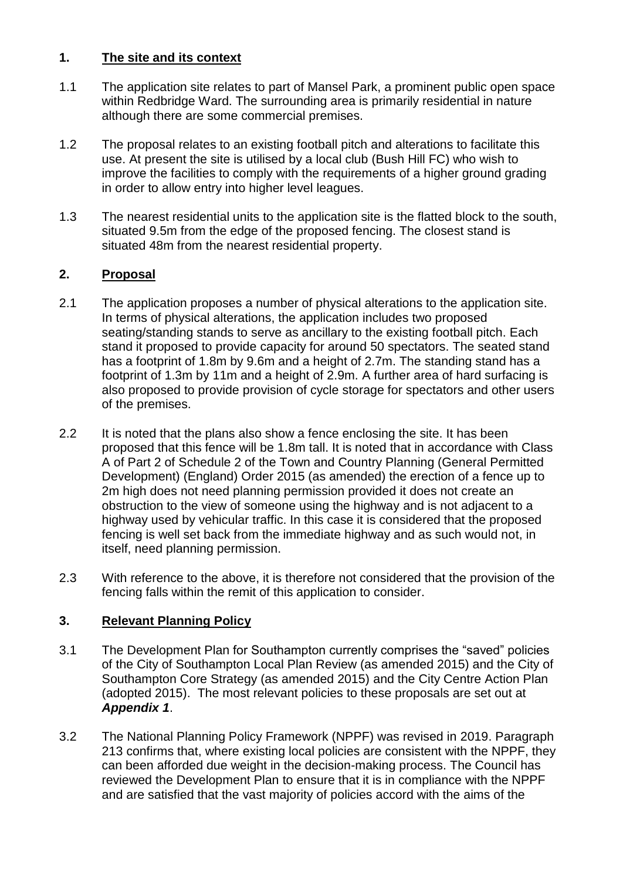## 1. The site and its context

1.1 The application site relates to part of Mansel Park, a prominent public open space within Redbridge Ward. The surrounding area is primarily residential in nature although there are some commercial premises.

1.2 The proposal relates to an existing football pitch and alterations to facilitate this use. At present the site is utilised by a local club (Bush Hill FC) who wish to improve the facilities to comply with the requirements of a higher ground grading in order to allow entry into higher level leagues.

1.3 The nearest residential units to the application site is the flatted block to the south, situated 9.5m from the edge of the proposed fencing. The closest stand is situated 48m from the nearest residential property.

## 2. Proposal

2.1 The application proposes a number of physical alterations to the application site. In terms of physical alterations, the application includes two proposed seating/standing stands to serve as ancillary to the existing football pitch. Each stand it proposed to provide capacity for around 50 spectators. The seated stand has a footprint of 1.8m by 9.6m and a height of 2.7m. The standing stand has a footprint of 1.3m by 11m and a height of 2.9m. A further area of hard surfacing is also proposed to provide provision of cycle storage for spectators and other users of the premises.

2.2 It is noted that the plans also show a fence enclosing the site. It has been proposed that this fence will be 1.8m tall. It is noted that in accordance with Class A of Part 2 of Schedule 2 of the Town and Country Planning (General Permitted Development) (England) Order 2015 (as amended) the erection of a fence up to 2m high does not need planning permission provided it does not create an obstruction to the view of someone using the highway and is not adjacent to a highway used by vehicular traffic. In this case it is considered that the proposed fencing is well set back from the immediate highway and as such would not, in itself, need planning permission.

2.3 With reference to the above, it is therefore not considered that the provision of the fencing falls within the remit of this application to consider.

## 3. Relevant Planning Policy

3.1 The Development Plan for Southampton currently comprises the "saved" policies of the City of Southampton Local Plan Review (as amended 2015) and the City of Southampton Core Strategy (as amended 2015) and the City Centre Action Plan (adopted 2015). The most relevant policies to these proposals are set out at ***Appendix 1***.

3.2 The National Planning Policy Framework (NPPF) was revised in 2019. Paragraph 213 confirms that, where existing local policies are consistent with the NPPF, they can been afforded due weight in the decision-making process. The Council has reviewed the Development Plan to ensure that it is in compliance with the NPPF and are satisfied that the vast majority of policies accord with the aims of the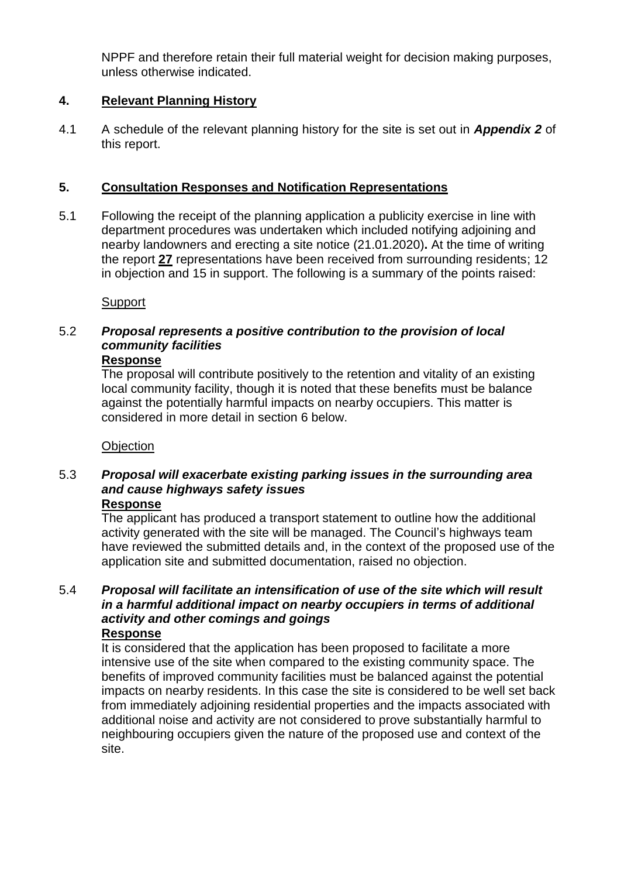NPPF and therefore retain their full material weight for decision making purposes, unless otherwise indicated.

## 4. Relevant Planning History

4.1 A schedule of the relevant planning history for the site is set out in ***Appendix 2*** of this report.

## 5. Consultation Responses and Notification Representations

5.1 Following the receipt of the planning application a publicity exercise in line with department procedures was undertaken which included notifying adjoining and nearby landowners and erecting a site notice (21.01.2020)**.** At the time of writing the report **27** representations have been received from surrounding residents; 12 in objection and 15 in support. The following is a summary of the points raised:

Support

5.2 ***Proposal represents a positive contribution to the provision of local community facilities***

**Response**

The proposal will contribute positively to the retention and vitality of an existing local community facility, though it is noted that these benefits must be balance against the potentially harmful impacts on nearby occupiers. This matter is considered in more detail in section 6 below.

Objection

5.3 ***Proposal will exacerbate existing parking issues in the surrounding area and cause highways safety issues***

**Response**

The applicant has produced a transport statement to outline how the additional activity generated with the site will be managed. The Council's highways team have reviewed the submitted details and, in the context of the proposed use of the application site and submitted documentation, raised no objection.

5.4 ***Proposal will facilitate an intensification of use of the site which will result in a harmful additional impact on nearby occupiers in terms of additional activity and other comings and goings***

**Response**

It is considered that the application has been proposed to facilitate a more intensive use of the site when compared to the existing community space. The benefits of improved community facilities must be balanced against the potential impacts on nearby residents. In this case the site is considered to be well set back from immediately adjoining residential properties and the impacts associated with additional noise and activity are not considered to prove substantially harmful to neighbouring occupiers given the nature of the proposed use and context of the site.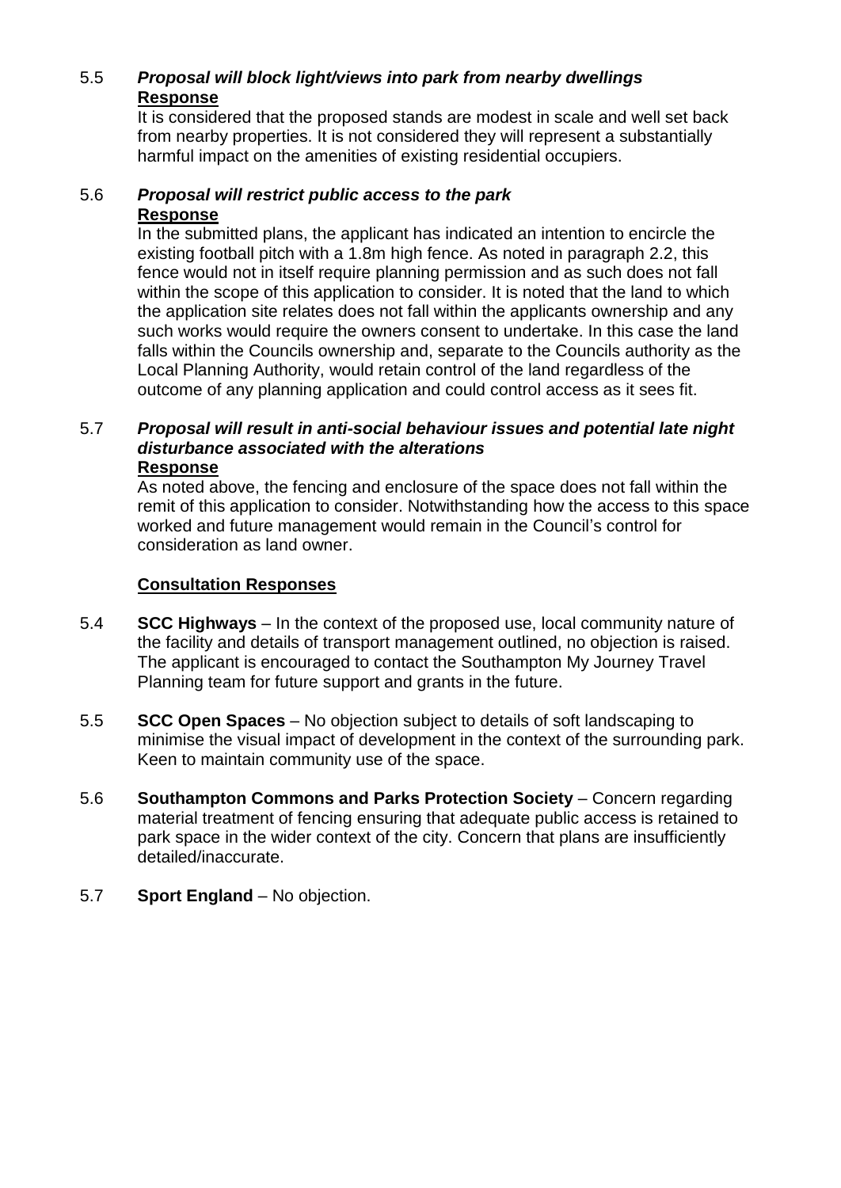5.5 ***Proposal will block light/views into park from nearby dwellings***
**Response**
It is considered that the proposed stands are modest in scale and well set back from nearby properties. It is not considered they will represent a substantially harmful impact on the amenities of existing residential occupiers.

5.6 ***Proposal will restrict public access to the park***
**Response**
In the submitted plans, the applicant has indicated an intention to encircle the existing football pitch with a 1.8m high fence. As noted in paragraph 2.2, this fence would not in itself require planning permission and as such does not fall within the scope of this application to consider. It is noted that the land to which the application site relates does not fall within the applicants ownership and any such works would require the owners consent to undertake. In this case the land falls within the Councils ownership and, separate to the Councils authority as the Local Planning Authority, would retain control of the land regardless of the outcome of any planning application and could control access as it sees fit.

5.7 ***Proposal will result in anti-social behaviour issues and potential late night disturbance associated with the alterations***
**Response**
As noted above, the fencing and enclosure of the space does not fall within the remit of this application to consider. Notwithstanding how the access to this space worked and future management would remain in the Council's control for consideration as land owner.

**Consultation Responses**

5.4 **SCC Highways** – In the context of the proposed use, local community nature of the facility and details of transport management outlined, no objection is raised. The applicant is encouraged to contact the Southampton My Journey Travel Planning team for future support and grants in the future.

5.5 **SCC Open Spaces** – No objection subject to details of soft landscaping to minimise the visual impact of development in the context of the surrounding park. Keen to maintain community use of the space.

5.6 **Southampton Commons and Parks Protection Society** – Concern regarding material treatment of fencing ensuring that adequate public access is retained to park space in the wider context of the city. Concern that plans are insufficiently detailed/inaccurate.

5.7 **Sport England** – No objection.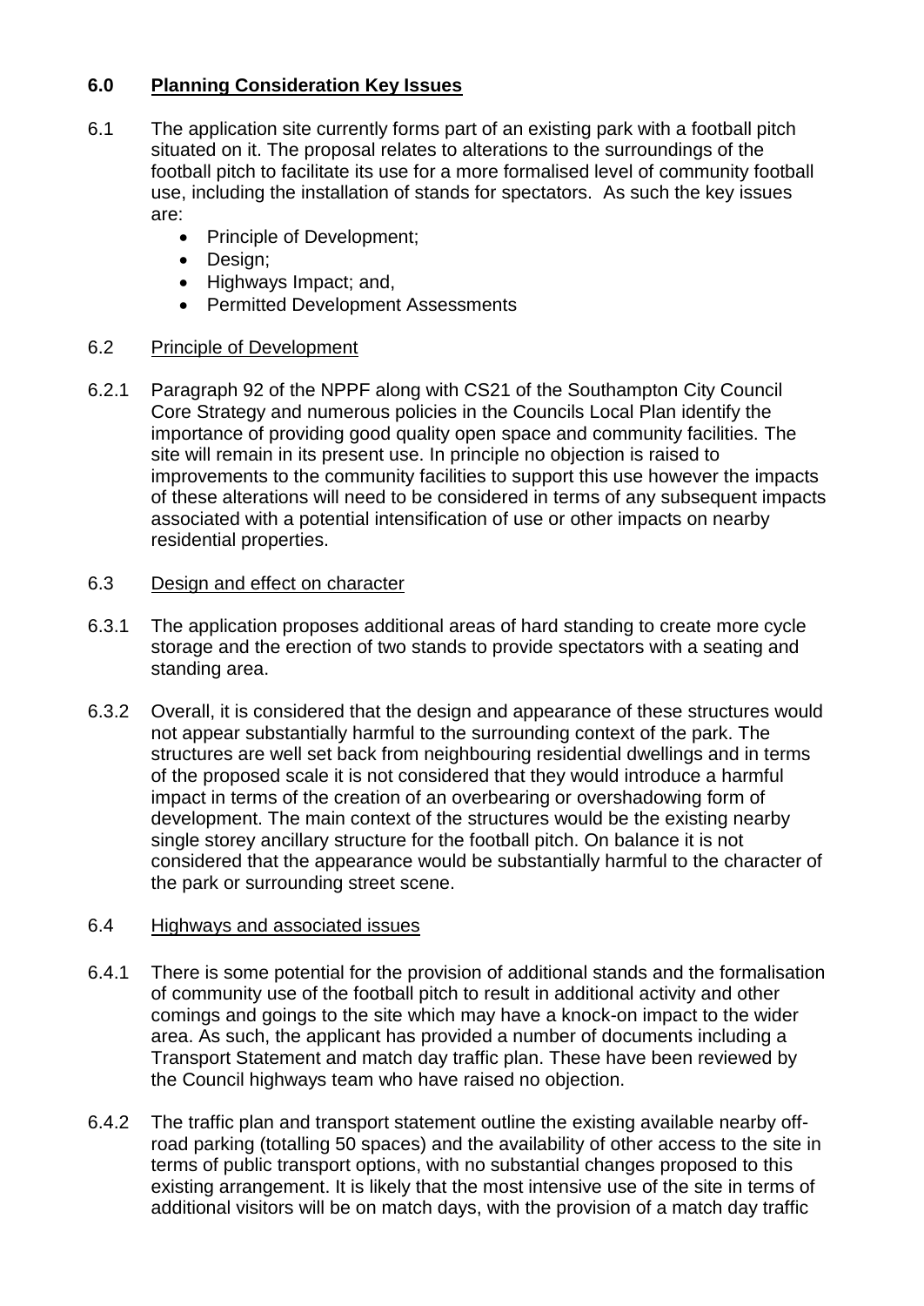## 6.0 Planning Consideration Key Issues

6.1 The application site currently forms part of an existing park with a football pitch situated on it. The proposal relates to alterations to the surroundings of the football pitch to facilitate its use for a more formalised level of community football use, including the installation of stands for spectators. As such the key issues are:

- Principle of Development;
- Design;
- Highways Impact; and,
- Permitted Development Assessments

### 6.2 Principle of Development

6.2.1 Paragraph 92 of the NPPF along with CS21 of the Southampton City Council Core Strategy and numerous policies in the Councils Local Plan identify the importance of providing good quality open space and community facilities. The site will remain in its present use. In principle no objection is raised to improvements to the community facilities to support this use however the impacts of these alterations will need to be considered in terms of any subsequent impacts associated with a potential intensification of use or other impacts on nearby residential properties.

### 6.3 Design and effect on character

6.3.1 The application proposes additional areas of hard standing to create more cycle storage and the erection of two stands to provide spectators with a seating and standing area.

6.3.2 Overall, it is considered that the design and appearance of these structures would not appear substantially harmful to the surrounding context of the park. The structures are well set back from neighbouring residential dwellings and in terms of the proposed scale it is not considered that they would introduce a harmful impact in terms of the creation of an overbearing or overshadowing form of development. The main context of the structures would be the existing nearby single storey ancillary structure for the football pitch. On balance it is not considered that the appearance would be substantially harmful to the character of the park or surrounding street scene.

### 6.4 Highways and associated issues

6.4.1 There is some potential for the provision of additional stands and the formalisation of community use of the football pitch to result in additional activity and other comings and goings to the site which may have a knock-on impact to the wider area. As such, the applicant has provided a number of documents including a Transport Statement and match day traffic plan. These have been reviewed by the Council highways team who have raised no objection.

6.4.2 The traffic plan and transport statement outline the existing available nearby off-road parking (totalling 50 spaces) and the availability of other access to the site in terms of public transport options, with no substantial changes proposed to this existing arrangement. It is likely that the most intensive use of the site in terms of additional visitors will be on match days, with the provision of a match day traffic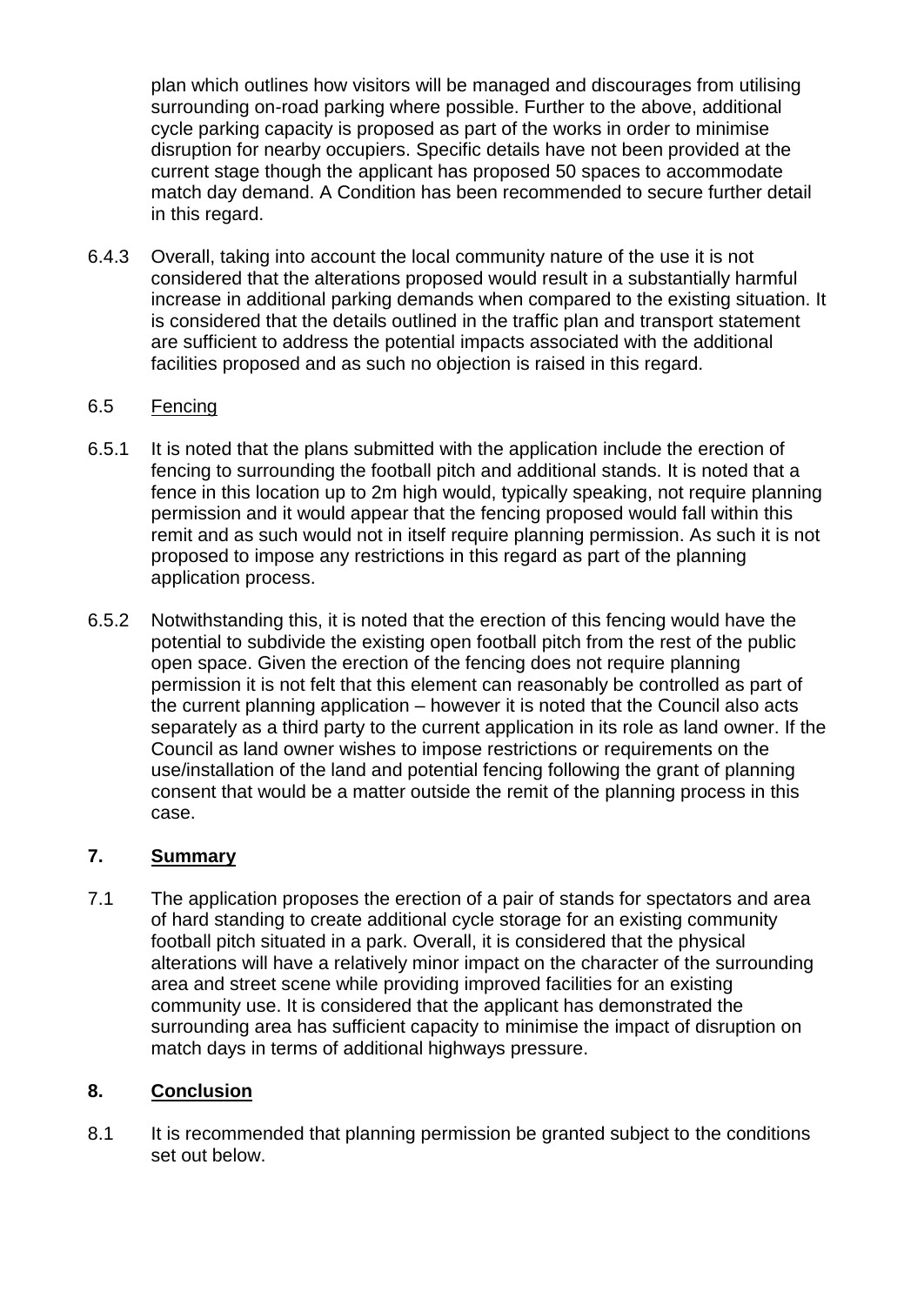plan which outlines how visitors will be managed and discourages from utilising surrounding on-road parking where possible. Further to the above, additional cycle parking capacity is proposed as part of the works in order to minimise disruption for nearby occupiers. Specific details have not been provided at the current stage though the applicant has proposed 50 spaces to accommodate match day demand. A Condition has been recommended to secure further detail in this regard.

6.4.3 Overall, taking into account the local community nature of the use it is not considered that the alterations proposed would result in a substantially harmful increase in additional parking demands when compared to the existing situation. It is considered that the details outlined in the traffic plan and transport statement are sufficient to address the potential impacts associated with the additional facilities proposed and as such no objection is raised in this regard.

6.5 Fencing

6.5.1 It is noted that the plans submitted with the application include the erection of fencing to surrounding the football pitch and additional stands. It is noted that a fence in this location up to 2m high would, typically speaking, not require planning permission and it would appear that the fencing proposed would fall within this remit and as such would not in itself require planning permission. As such it is not proposed to impose any restrictions in this regard as part of the planning application process.

6.5.2 Notwithstanding this, it is noted that the erection of this fencing would have the potential to subdivide the existing open football pitch from the rest of the public open space. Given the erection of the fencing does not require planning permission it is not felt that this element can reasonably be controlled as part of the current planning application – however it is noted that the Council also acts separately as a third party to the current application in its role as land owner. If the Council as land owner wishes to impose restrictions or requirements on the use/installation of the land and potential fencing following the grant of planning consent that would be a matter outside the remit of the planning process in this case.

## 7. Summary

7.1 The application proposes the erection of a pair of stands for spectators and area of hard standing to create additional cycle storage for an existing community football pitch situated in a park. Overall, it is considered that the physical alterations will have a relatively minor impact on the character of the surrounding area and street scene while providing improved facilities for an existing community use. It is considered that the applicant has demonstrated the surrounding area has sufficient capacity to minimise the impact of disruption on match days in terms of additional highways pressure.

## 8. Conclusion

8.1 It is recommended that planning permission be granted subject to the conditions set out below.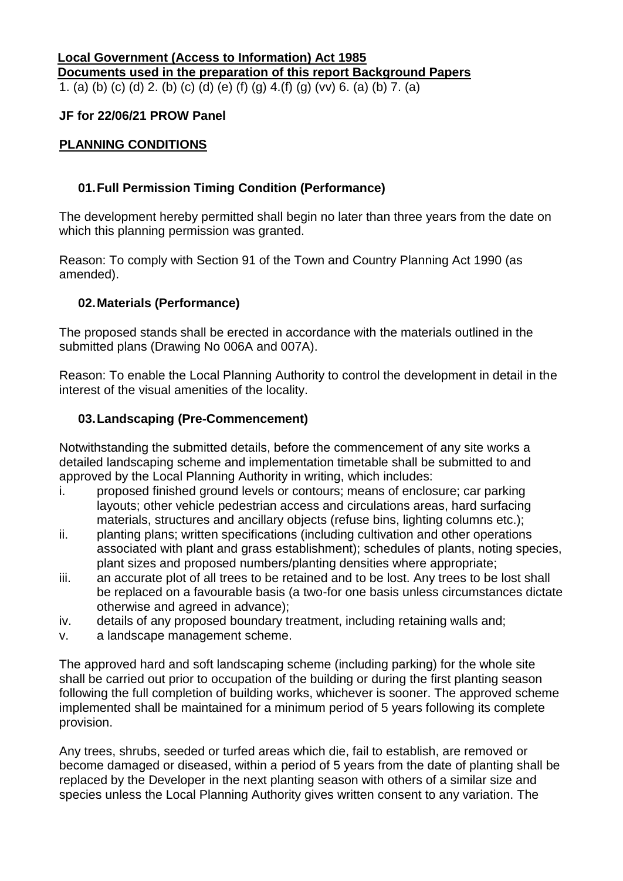**Local Government (Access to Information) Act 1985**
**Documents used in the preparation of this report Background Papers**

1. (a) (b) (c) (d) 2. (b) (c) (d) (e) (f) (g) 4.(f) (g) (vv) 6. (a) (b) 7. (a)

**JF for 22/06/21 PROW Panel**

## PLANNING CONDITIONS

### 01. Full Permission Timing Condition (Performance)

The development hereby permitted shall begin no later than three years from the date on which this planning permission was granted.

Reason: To comply with Section 91 of the Town and Country Planning Act 1990 (as amended).

### 02. Materials (Performance)

The proposed stands shall be erected in accordance with the materials outlined in the submitted plans (Drawing No 006A and 007A).

Reason: To enable the Local Planning Authority to control the development in detail in the interest of the visual amenities of the locality.

### 03. Landscaping (Pre-Commencement)

Notwithstanding the submitted details, before the commencement of any site works a detailed landscaping scheme and implementation timetable shall be submitted to and approved by the Local Planning Authority in writing, which includes:

i. proposed finished ground levels or contours; means of enclosure; car parking layouts; other vehicle pedestrian access and circulations areas, hard surfacing materials, structures and ancillary objects (refuse bins, lighting columns etc.);
ii. planting plans; written specifications (including cultivation and other operations associated with plant and grass establishment); schedules of plants, noting species, plant sizes and proposed numbers/planting densities where appropriate;
iii. an accurate plot of all trees to be retained and to be lost. Any trees to be lost shall be replaced on a favourable basis (a two-for one basis unless circumstances dictate otherwise and agreed in advance);
iv. details of any proposed boundary treatment, including retaining walls and;
v. a landscape management scheme.

The approved hard and soft landscaping scheme (including parking) for the whole site shall be carried out prior to occupation of the building or during the first planting season following the full completion of building works, whichever is sooner. The approved scheme implemented shall be maintained for a minimum period of 5 years following its complete provision.

Any trees, shrubs, seeded or turfed areas which die, fail to establish, are removed or become damaged or diseased, within a period of 5 years from the date of planting shall be replaced by the Developer in the next planting season with others of a similar size and species unless the Local Planning Authority gives written consent to any variation. The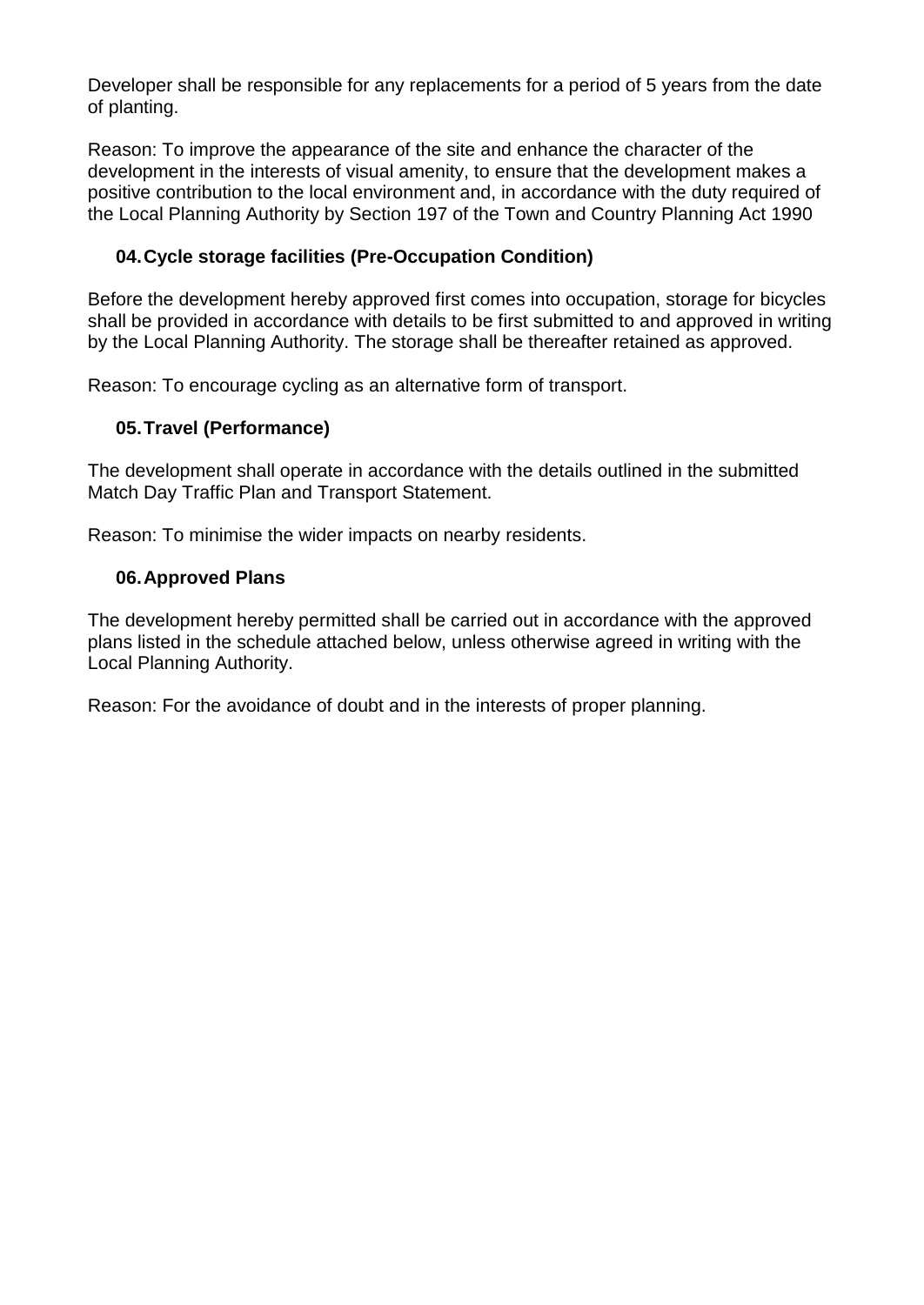Developer shall be responsible for any replacements for a period of 5 years from the date of planting.

Reason: To improve the appearance of the site and enhance the character of the development in the interests of visual amenity, to ensure that the development makes a positive contribution to the local environment and, in accordance with the duty required of the Local Planning Authority by Section 197 of the Town and Country Planning Act 1990

### 04. Cycle storage facilities (Pre-Occupation Condition)

Before the development hereby approved first comes into occupation, storage for bicycles shall be provided in accordance with details to be first submitted to and approved in writing by the Local Planning Authority. The storage shall be thereafter retained as approved.

Reason: To encourage cycling as an alternative form of transport.

### 05. Travel (Performance)

The development shall operate in accordance with the details outlined in the submitted Match Day Traffic Plan and Transport Statement.

Reason: To minimise the wider impacts on nearby residents.

### 06. Approved Plans

The development hereby permitted shall be carried out in accordance with the approved plans listed in the schedule attached below, unless otherwise agreed in writing with the Local Planning Authority.

Reason: For the avoidance of doubt and in the interests of proper planning.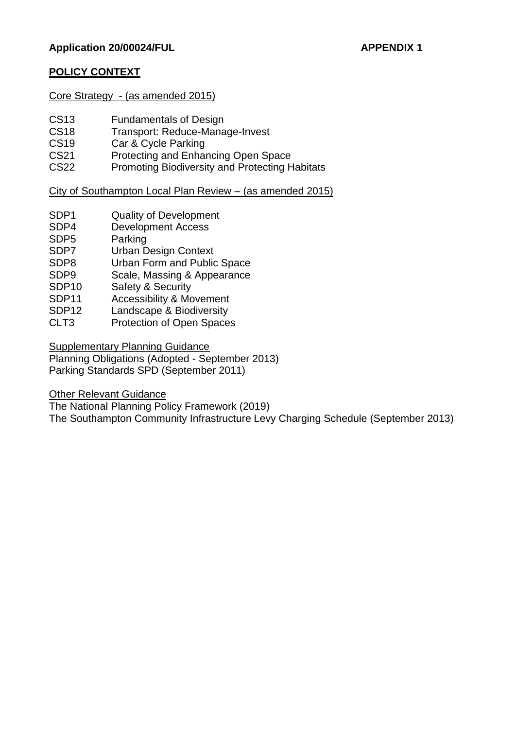**Application 20/00024/FUL** **APPENDIX 1**

**POLICY CONTEXT**

Core Strategy - (as amended 2015)

CS13 Fundamentals of Design
CS18 Transport: Reduce-Manage-Invest
CS19 Car & Cycle Parking
CS21 Protecting and Enhancing Open Space
CS22 Promoting Biodiversity and Protecting Habitats

City of Southampton Local Plan Review – (as amended 2015)

SDP1 Quality of Development
SDP4 Development Access
SDP5 Parking
SDP7 Urban Design Context
SDP8 Urban Form and Public Space
SDP9 Scale, Massing & Appearance
SDP10 Safety & Security
SDP11 Accessibility & Movement
SDP12 Landscape & Biodiversity
CLT3 Protection of Open Spaces

Supplementary Planning Guidance
Planning Obligations (Adopted - September 2013)
Parking Standards SPD (September 2011)

Other Relevant Guidance
The National Planning Policy Framework (2019)
The Southampton Community Infrastructure Levy Charging Schedule (September 2013)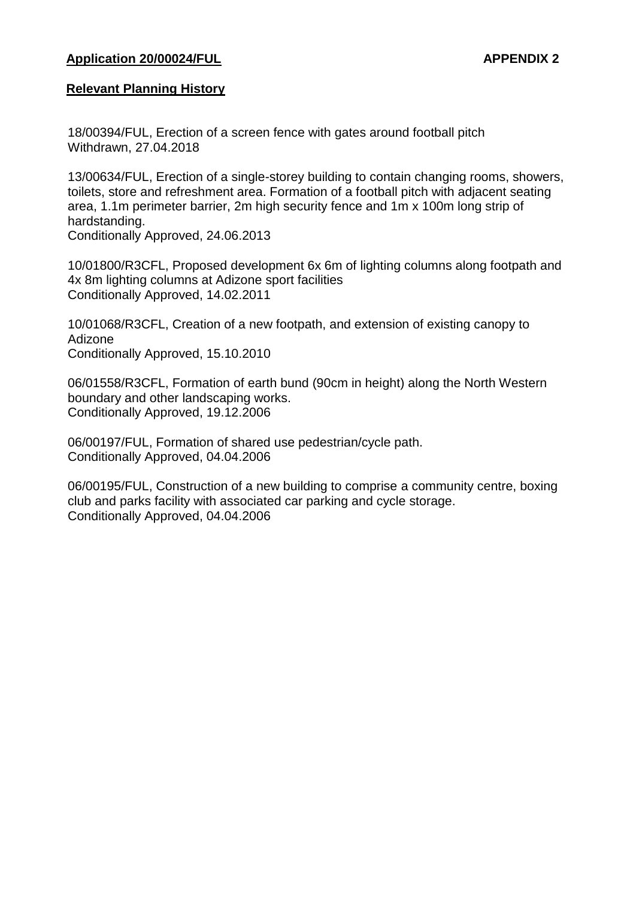**Application 20/00024/FUL** **APPENDIX 2**

**Relevant Planning History**

18/00394/FUL, Erection of a screen fence with gates around football pitch
Withdrawn, 27.04.2018

13/00634/FUL, Erection of a single-storey building to contain changing rooms, showers, toilets, store and refreshment area. Formation of a football pitch with adjacent seating area, 1.1m perimeter barrier, 2m high security fence and 1m x 100m long strip of hardstanding.
Conditionally Approved, 24.06.2013

10/01800/R3CFL, Proposed development 6x 6m of lighting columns along footpath and 4x 8m lighting columns at Adizone sport facilities
Conditionally Approved, 14.02.2011

10/01068/R3CFL, Creation of a new footpath, and extension of existing canopy to Adizone
Conditionally Approved, 15.10.2010

06/01558/R3CFL, Formation of earth bund (90cm in height) along the North Western boundary and other landscaping works.
Conditionally Approved, 19.12.2006

06/00197/FUL, Formation of shared use pedestrian/cycle path.
Conditionally Approved, 04.04.2006

06/00195/FUL, Construction of a new building to comprise a community centre, boxing club and parks facility with associated car parking and cycle storage.
Conditionally Approved, 04.04.2006